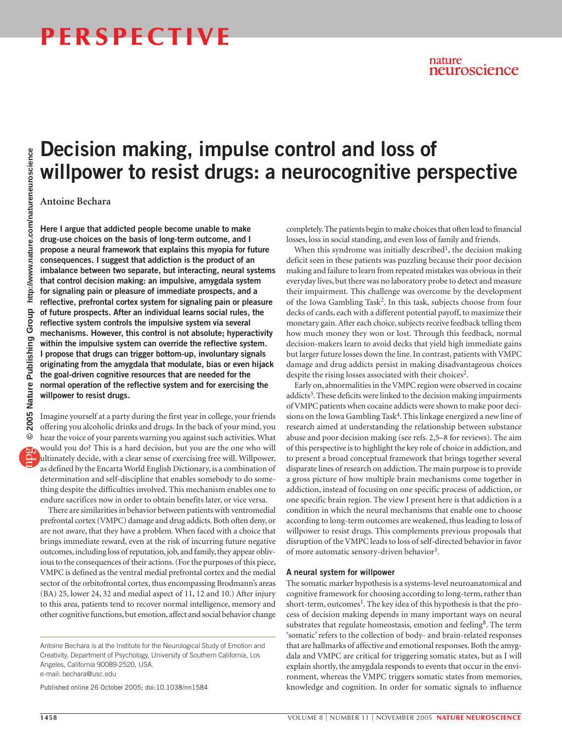# Decision making, impulse control and loss of willpower to resist drugs: a neurocognitive perspective

Antoine Bechara

**Here I argue that addicted people become unable to make drug-use choices on the basis of long-term outcome, and I propose a neural framework that explains this myopia for future consequences. I suggest that addiction is the product of an imbalance between two separate, but interacting, neural systems that control decision making: an impulsive, amygdala system for signaling pain or pleasure of immediate prospects, and a reflective, prefrontal cortex system for signaling pain or pleasure of future prospects. After an individual learns social rules, the reflective system controls the impulsive system via several mechanisms. However, this control is not absolute; hyperactivity within the impulsive system can override the reflective system. I propose that drugs can trigger bottom-up, involuntary signals originating from the amygdala that modulate, bias or even hijack the goal-driven cognitive resources that are needed for the normal operation of the reflective system and for exercising the willpower to resist drugs.**

Imagine yourself at a party during the first year in college, your friends offering you alcoholic drinks and drugs. In the back of your mind, you hear the voice of your parents warning you against such activities. What would you do? This is a hard decision, but you are the one who will ultimately decide, with a clear sense of exercising free will. Willpower, as defined by the Encarta World English Dictionary, is a combination of determination and self-discipline that enables somebody to do something despite the difficulties involved. This mechanism enables one to endure sacrifices now in order to obtain benefits later, or vice versa.

There are similarities in behavior between patients with ventromedial prefrontal cortex (VMPC) damage and drug addicts. Both often deny, or are not aware, that they have a problem. When faced with a choice that brings immediate reward, even at the risk of incurring future negative outcomes, including loss of reputation, job, and family, they appear oblivious to the consequences of their actions. (For the purposes of this piece, VMPC is defined as the ventral medial prefrontal cortex and the medial sector of the orbitofrontal cortex, thus encompassing Brodmann's areas (BA) 25, lower 24, 32 and medial aspect of 11, 12 and 10.) After injury to this area, patients tend to recover normal intelligence, memory and other cognitive functions, but emotion, affect and social behavior change completely. The patients begin to make choices that often lead to financial losses, loss in social standing, and even loss of family and friends.

When this syndrome was initially described[1], the decision making deficit seen in these patients was puzzling because their poor decision making and failure to learn from repeated mistakes was obvious in their everyday lives, but there was no laboratory probe to detect and measure their impairment. This challenge was overcome by the development of the Iowa Gambling Task[2]. In this task, subjects choose from four decks of cards, each with a different potential payoff, to maximize their monetary gain. After each choice, subjects receive feedback telling them how much money they won or lost. Through this feedback, normal decision-makers learn to avoid decks that yield high immediate gains but larger future losses down the line. In contrast, patients with VMPC damage and drug addicts persist in making disadvantageous choices despite the rising losses associated with their choices[2].

Early on, abnormalities in the VMPC region were observed in cocaine addicts[3]. These deficits were linked to the decision making impairments of VMPC patients when cocaine addicts were shown to make poor decisions on the Iowa Gambling Task[4]. This linkage energized a new line of research aimed at understanding the relationship between substance abuse and poor decision making (see refs. 2,5–8 for reviews). The aim of this perspective is to highlight the key role of choice in addiction, and to present a broad conceptual framework that brings together several disparate lines of research on addiction. The main purpose is to provide a gross picture of how multiple brain mechanisms come together in addiction, instead of focusing on one specific process of addiction, or one specific brain region. The view I present here is that addiction is a condition in which the neural mechanisms that enable one to choose according to long-term outcomes are weakened, thus leading to loss of willpower to resist drugs. This complements previous proposals that disruption of the VMPC leads to loss of self-directed behavior in favor of more automatic sensory-driven behavior[3].

## A neural system for willpower

The somatic marker hypothesis is a systems-level neuroanatomical and cognitive framework for choosing according to long-term, rather than short-term, outcomes[1]. The key idea of this hypothesis is that the process of decision making depends in many important ways on neural substrates that regulate homeostasis, emotion and feeling[8]. The term 'somatic' refers to the collection of body- and brain-related responses that are hallmarks of affective and emotional responses. Both the amygdala and VMPC are critical for triggering somatic states, but as I will explain shortly, the amygdala responds to events that occur in the environment, whereas the VMPC triggers somatic states from memories, knowledge and cognition. In order for somatic signals to influence

Antoine Bechara is at the Institute for the Neurological Study of Emotion and Creativity, Department of Psychology, University of Southern California, Los Angeles, California 90089-2520, USA.
e-mail: bechara@usc.edu

Published online 26 October 2005; doi:10.1038/nn1584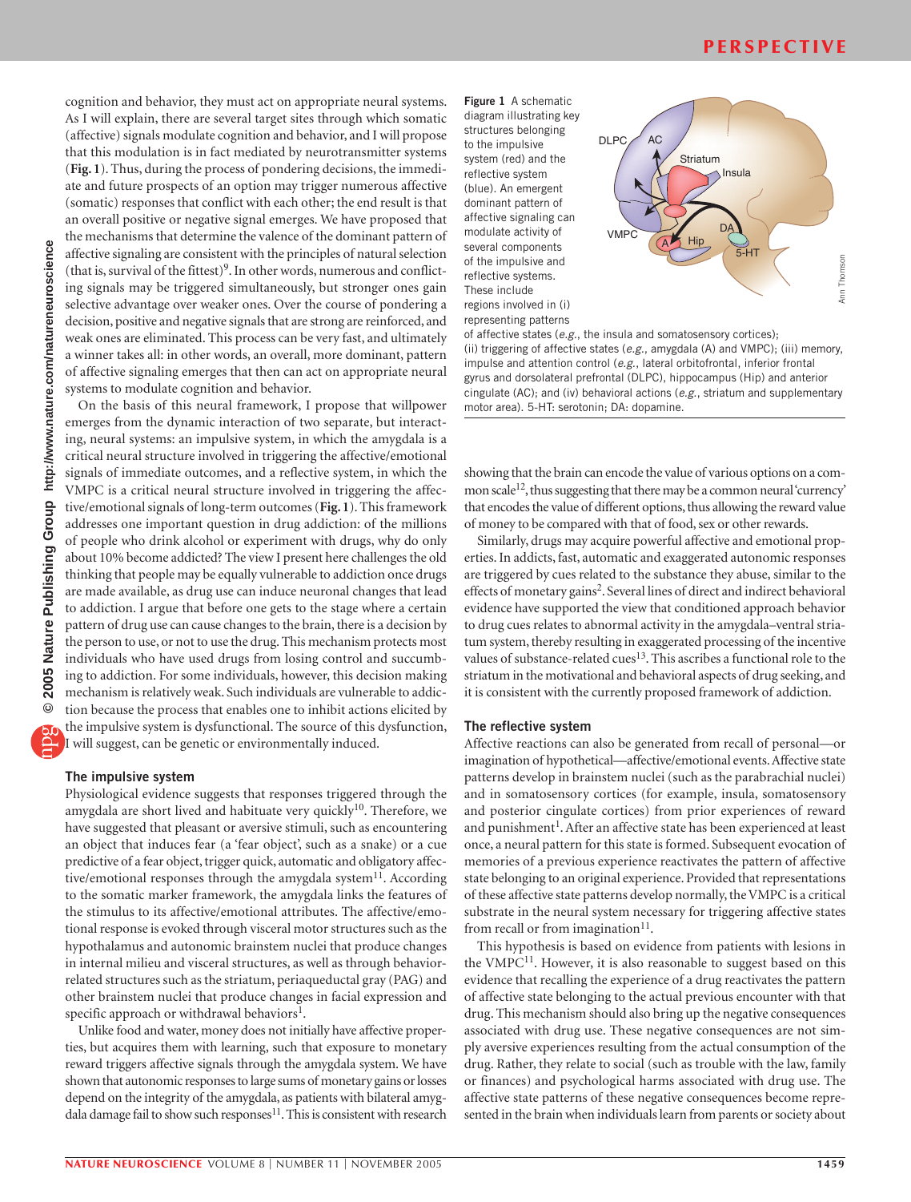cognition and behavior, they must act on appropriate neural systems. As I will explain, there are several target sites through which somatic (affective) signals modulate cognition and behavior, and I will propose that this modulation is in fact mediated by neurotransmitter systems (**Fig. 1**). Thus, during the process of pondering decisions, the immediate and future prospects of an option may trigger numerous affective (somatic) responses that conflict with each other; the end result is that an overall positive or negative signal emerges. We have proposed that the mechanisms that determine the valence of the dominant pattern of affective signaling are consistent with the principles of natural selection (that is, survival of the fittest)[9]. In other words, numerous and conflicting signals may be triggered simultaneously, but stronger ones gain selective advantage over weaker ones. Over the course of pondering a decision, positive and negative signals that are strong are reinforced, and weak ones are eliminated. This process can be very fast, and ultimately a winner takes all: in other words, an overall, more dominant, pattern of affective signaling emerges that then can act on appropriate neural systems to modulate cognition and behavior.

On the basis of this neural framework, I propose that willpower emerges from the dynamic interaction of two separate, but interacting, neural systems: an impulsive system, in which the amygdala is a critical neural structure involved in triggering the affective/emotional signals of immediate outcomes, and a reflective system, in which the VMPC is a critical neural structure involved in triggering the affective/emotional signals of long-term outcomes (**Fig. 1**). This framework addresses one important question in drug addiction: of the millions of people who drink alcohol or experiment with drugs, why do only about 10% become addicted? The view I present here challenges the old thinking that people may be equally vulnerable to addiction once drugs are made available, as drug use can induce neuronal changes that lead to addiction. I argue that before one gets to the stage where a certain pattern of drug use can cause changes to the brain, there is a decision by the person to use, or not to use the drug. This mechanism protects most individuals who have used drugs from losing control and succumbing to addiction. For some individuals, however, this decision making mechanism is relatively weak. Such individuals are vulnerable to addiction because the process that enables one to inhibit actions elicited by the impulsive system is dysfunctional. The source of this dysfunction, I will suggest, can be genetic or environmentally induced.

### The impulsive system

Physiological evidence suggests that responses triggered through the amygdala are short lived and habituate very quickly[10]. Therefore, we have suggested that pleasant or aversive stimuli, such as encountering an object that induces fear (a 'fear object', such as a snake) or a cue predictive of a fear object, trigger quick, automatic and obligatory affective/emotional responses through the amygdala system[11]. According to the somatic marker framework, the amygdala links the features of the stimulus to its affective/emotional attributes. The affective/emotional response is evoked through visceral motor structures such as the hypothalamus and autonomic brainstem nuclei that produce changes in internal milieu and visceral structures, as well as through behavior-related structures such as the striatum, periaqueductal gray (PAG) and other brainstem nuclei that produce changes in facial expression and specific approach or withdrawal behaviors[1].

Unlike food and water, money does not initially have affective properties, but acquires them with learning, such that exposure to monetary reward triggers affective signals through the amygdala system. We have shown that autonomic responses to large sums of monetary gains or losses depend on the integrity of the amygdala, as patients with bilateral amygdala damage fail to show such responses[11]. This is consistent with research

DLPC
AC
Striatum
Insula
VMPC
DA
A
Hip
5-HT

**Figure 1** A schematic diagram illustrating key structures belonging to the impulsive system (red) and the reflective system (blue). An emergent dominant pattern of affective signaling can modulate activity of several components of the impulsive and reflective systems. These include regions involved in (i) representing patterns of affective states (*e.g.*, the insula and somatosensory cortices); (ii) triggering of affective states (*e.g.*, amygdala (A) and VMPC); (iii) memory, impulse and attention control (*e.g.*, lateral orbitofrontal, inferior frontal gyrus and dorsolateral prefrontal (DLPC), hippocampus (Hip) and anterior cingulate (AC); and (iv) behavioral actions (*e.g.*, striatum and supplementary motor area). 5-HT: serotonin; DA: dopamine.

showing that the brain can encode the value of various options on a common scale[12], thus suggesting that there may be a common neural 'currency' that encodes the value of different options, thus allowing the reward value of money to be compared with that of food, sex or other rewards.

Similarly, drugs may acquire powerful affective and emotional properties. In addicts, fast, automatic and exaggerated autonomic responses are triggered by cues related to the substance they abuse, similar to the effects of monetary gains[2]. Several lines of direct and indirect behavioral evidence have supported the view that conditioned approach behavior to drug cues relates to abnormal activity in the amygdala–ventral striatum system, thereby resulting in exaggerated processing of the incentive values of substance-related cues[13]. This ascribes a functional role to the striatum in the motivational and behavioral aspects of drug seeking, and it is consistent with the currently proposed framework of addiction.

### The reflective system

Affective reactions can also be generated from recall of personal—or imagination of hypothetical—affective/emotional events. Affective state patterns develop in brainstem nuclei (such as the parabrachial nuclei) and in somatosensory cortices (for example, insula, somatosensory and posterior cingulate cortices) from prior experiences of reward and punishment[1]. After an affective state has been experienced at least once, a neural pattern for this state is formed. Subsequent evocation of memories of a previous experience reactivates the pattern of affective state belonging to an original experience. Provided that representations of these affective state patterns develop normally, the VMPC is a critical substrate in the neural system necessary for triggering affective states from recall or from imagination[11].

This hypothesis is based on evidence from patients with lesions in the VMPC[11]. However, it is also reasonable to suggest based on this evidence that recalling the experience of a drug reactivates the pattern of affective state belonging to the actual previous encounter with that drug. This mechanism should also bring up the negative consequences associated with drug use. These negative consequences are not simply aversive experiences resulting from the actual consumption of the drug. Rather, they relate to social (such as trouble with the law, family or finances) and psychological harms associated with drug use. The affective state patterns of these negative consequences become represented in the brain when individuals learn from parents or society about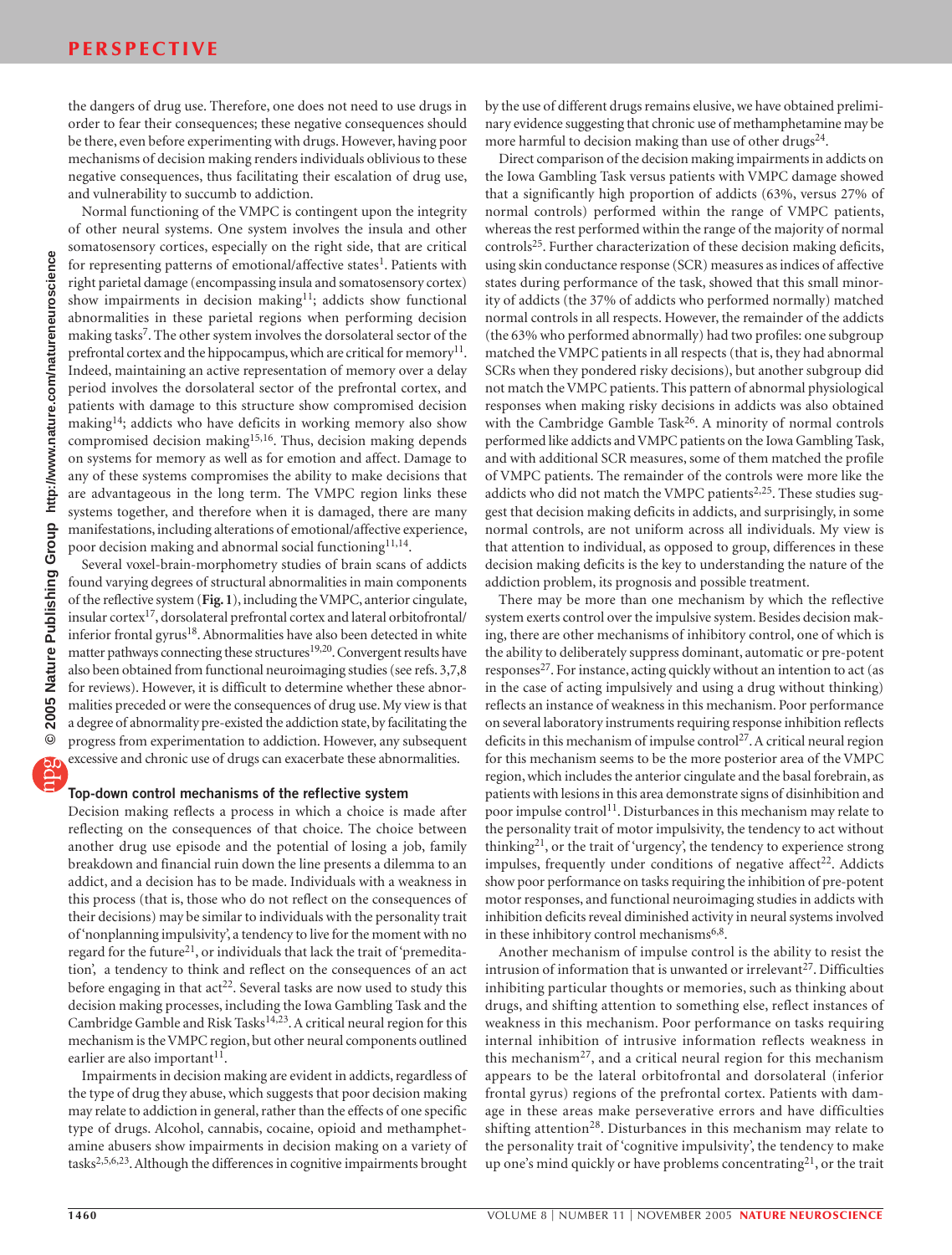the dangers of drug use. Therefore, one does not need to use drugs in order to fear their consequences; these negative consequences should be there, even before experimenting with drugs. However, having poor mechanisms of decision making renders individuals oblivious to these negative consequences, thus facilitating their escalation of drug use, and vulnerability to succumb to addiction.

Normal functioning of the VMPC is contingent upon the integrity of other neural systems. One system involves the insula and other somatosensory cortices, especially on the right side, that are critical for representing patterns of emotional/affective states[1]. Patients with right parietal damage (encompassing insula and somatosensory cortex) show impairments in decision making[11]; addicts show functional abnormalities in these parietal regions when performing decision making tasks[7]. The other system involves the dorsolateral sector of the prefrontal cortex and the hippocampus, which are critical for memory[11]. Indeed, maintaining an active representation of memory over a delay period involves the dorsolateral sector of the prefrontal cortex, and patients with damage to this structure show compromised decision making[14]; addicts who have deficits in working memory also show compromised decision making[15,16]. Thus, decision making depends on systems for memory as well as for emotion and affect. Damage to any of these systems compromises the ability to make decisions that are advantageous in the long term. The VMPC region links these systems together, and therefore when it is damaged, there are many manifestations, including alterations of emotional/affective experience, poor decision making and abnormal social functioning[11,14].

Several voxel-brain-morphometry studies of brain scans of addicts found varying degrees of structural abnormalities in main components of the reflective system (**Fig. 1**), including the VMPC, anterior cingulate, insular cortex[17], dorsolateral prefrontal cortex and lateral orbitofrontal/inferior frontal gyrus[18]. Abnormalities have also been detected in white matter pathways connecting these structures[19,20]. Convergent results have also been obtained from functional neuroimaging studies (see refs. 3,7,8 for reviews). However, it is difficult to determine whether these abnormalities preceded or were the consequences of drug use. My view is that a degree of abnormality pre-existed the addiction state, by facilitating the progress from experimentation to addiction. However, any subsequent excessive and chronic use of drugs can exacerbate these abnormalities.

### Top-down control mechanisms of the reflective system

Decision making reflects a process in which a choice is made after reflecting on the consequences of that choice. The choice between another drug use episode and the potential of losing a job, family breakdown and financial ruin down the line presents a dilemma to an addict, and a decision has to be made. Individuals with a weakness in this process (that is, those who do not reflect on the consequences of their decisions) may be similar to individuals with the personality trait of 'nonplanning impulsivity', a tendency to live for the moment with no regard for the future[21], or individuals that lack the trait of 'premeditation', a tendency to think and reflect on the consequences of an act before engaging in that act[22]. Several tasks are now used to study this decision making processes, including the Iowa Gambling Task and the Cambridge Gamble and Risk Tasks[14,23]. A critical neural region for this mechanism is the VMPC region, but other neural components outlined earlier are also important[11].

Impairments in decision making are evident in addicts, regardless of the type of drug they abuse, which suggests that poor decision making may relate to addiction in general, rather than the effects of one specific type of drugs. Alcohol, cannabis, cocaine, opioid and methamphetamine abusers show impairments in decision making on a variety of tasks[2,5,6,23]. Although the differences in cognitive impairments brought by the use of different drugs remains elusive, we have obtained preliminary evidence suggesting that chronic use of methamphetamine may be more harmful to decision making than use of other drugs[24].

Direct comparison of the decision making impairments in addicts on the Iowa Gambling Task versus patients with VMPC damage showed that a significantly high proportion of addicts (63%, versus 27% of normal controls) performed within the range of VMPC patients, whereas the rest performed within the range of the majority of normal controls[25]. Further characterization of these decision making deficits, using skin conductance response (SCR) measures as indices of affective states during performance of the task, showed that this small minority of addicts (the 37% of addicts who performed normally) matched normal controls in all respects. However, the remainder of the addicts (the 63% who performed abnormally) had two profiles: one subgroup matched the VMPC patients in all respects (that is, they had abnormal SCRs when they pondered risky decisions), but another subgroup did not match the VMPC patients. This pattern of abnormal physiological responses when making risky decisions in addicts was also obtained with the Cambridge Gamble Task[26]. A minority of normal controls performed like addicts and VMPC patients on the Iowa Gambling Task, and with additional SCR measures, some of them matched the profile of VMPC patients. The remainder of the controls were more like the addicts who did not match the VMPC patients[2,25]. These studies suggest that decision making deficits in addicts, and surprisingly, in some normal controls, are not uniform across all individuals. My view is that attention to individual, as opposed to group, differences in these decision making deficits is the key to understanding the nature of the addiction problem, its prognosis and possible treatment.

There may be more than one mechanism by which the reflective system exerts control over the impulsive system. Besides decision making, there are other mechanisms of inhibitory control, one of which is the ability to deliberately suppress dominant, automatic or pre-potent responses[27]. For instance, acting quickly without an intention to act (as in the case of acting impulsively and using a drug without thinking) reflects an instance of weakness in this mechanism. Poor performance on several laboratory instruments requiring response inhibition reflects deficits in this mechanism of impulse control[27]. A critical neural region for this mechanism seems to be the more posterior area of the VMPC region, which includes the anterior cingulate and the basal forebrain, as patients with lesions in this area demonstrate signs of disinhibition and poor impulse control[11]. Disturbances in this mechanism may relate to the personality trait of motor impulsivity, the tendency to act without thinking[21], or the trait of 'urgency', the tendency to experience strong impulses, frequently under conditions of negative affect[22]. Addicts show poor performance on tasks requiring the inhibition of pre-potent motor responses, and functional neuroimaging studies in addicts with inhibition deficits reveal diminished activity in neural systems involved in these inhibitory control mechanisms[6,8].

Another mechanism of impulse control is the ability to resist the intrusion of information that is unwanted or irrelevant[27]. Difficulties inhibiting particular thoughts or memories, such as thinking about drugs, and shifting attention to something else, reflect instances of weakness in this mechanism. Poor performance on tasks requiring internal inhibition of intrusive information reflects weakness in this mechanism[27], and a critical neural region for this mechanism appears to be the lateral orbitofrontal and dorsolateral (inferior frontal gyrus) regions of the prefrontal cortex. Patients with damage in these areas make perseverative errors and have difficulties shifting attention[28]. Disturbances in this mechanism may relate to the personality trait of 'cognitive impulsivity', the tendency to make up one's mind quickly or have problems concentrating[21], or the trait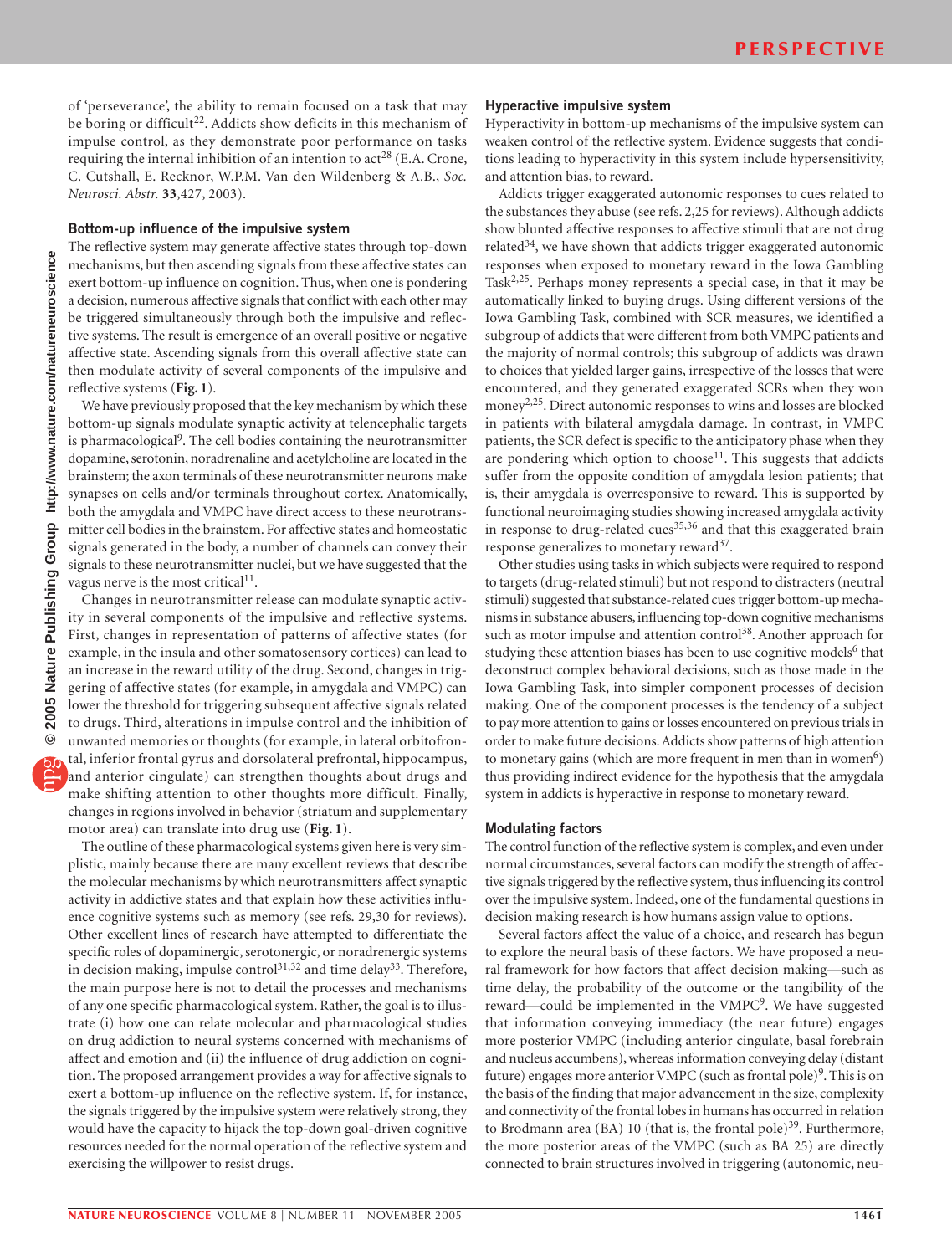of 'perseverance', the ability to remain focused on a task that may be boring or difficult[22]. Addicts show deficits in this mechanism of impulse control, as they demonstrate poor performance on tasks requiring the internal inhibition of an intention to act[28] (E.A. Crone, C. Cutshall, E. Recknor, W.P.M. Van den Wildenberg & A.B., *Soc. Neurosci. Abstr.* **33**,427, 2003).

### Bottom-up influence of the impulsive system

The reflective system may generate affective states through top-down mechanisms, but then ascending signals from these affective states can exert bottom-up influence on cognition. Thus, when one is pondering a decision, numerous affective signals that conflict with each other may be triggered simultaneously through both the impulsive and reflective systems. The result is emergence of an overall positive or negative affective state. Ascending signals from this overall affective state can then modulate activity of several components of the impulsive and reflective systems (**Fig. 1**).

We have previously proposed that the key mechanism by which these bottom-up signals modulate synaptic activity at telencephalic targets is pharmacological[9]. The cell bodies containing the neurotransmitter dopamine, serotonin, noradrenaline and acetylcholine are located in the brainstem; the axon terminals of these neurotransmitter neurons make synapses on cells and/or terminals throughout cortex. Anatomically, both the amygdala and VMPC have direct access to these neurotransmitter cell bodies in the brainstem. For affective states and homeostatic signals generated in the body, a number of channels can convey their signals to these neurotransmitter nuclei, but we have suggested that the vagus nerve is the most critical[11].

Changes in neurotransmitter release can modulate synaptic activity in several components of the impulsive and reflective systems. First, changes in representation of patterns of affective states (for example, in the insula and other somatosensory cortices) can lead to an increase in the reward utility of the drug. Second, changes in triggering of affective states (for example, in amygdala and VMPC) can lower the threshold for triggering subsequent affective signals related to drugs. Third, alterations in impulse control and the inhibition of unwanted memories or thoughts (for example, in lateral orbitofrontal, inferior frontal gyrus and dorsolateral prefrontal, hippocampus, and anterior cingulate) can strengthen thoughts about drugs and make shifting attention to other thoughts more difficult. Finally, changes in regions involved in behavior (striatum and supplementary motor area) can translate into drug use (**Fig. 1**).

The outline of these pharmacological systems given here is very simplistic, mainly because there are many excellent reviews that describe the molecular mechanisms by which neurotransmitters affect synaptic activity in addictive states and that explain how these activities influence cognitive systems such as memory (see refs. 29,30 for reviews). Other excellent lines of research have attempted to differentiate the specific roles of dopaminergic, serotonergic, or noradrenergic systems in decision making, impulse control[31,32] and time delay[33]. Therefore, the main purpose here is not to detail the processes and mechanisms of any one specific pharmacological system. Rather, the goal is to illustrate (i) how one can relate molecular and pharmacological studies on drug addiction to neural systems concerned with mechanisms of affect and emotion and (ii) the influence of drug addiction on cognition. The proposed arrangement provides a way for affective signals to exert a bottom-up influence on the reflective system. If, for instance, the signals triggered by the impulsive system were relatively strong, they would have the capacity to hijack the top-down goal-driven cognitive resources needed for the normal operation of the reflective system and exercising the willpower to resist drugs.

### Hyperactive impulsive system

Hyperactivity in bottom-up mechanisms of the impulsive system can weaken control of the reflective system. Evidence suggests that conditions leading to hyperactivity in this system include hypersensitivity, and attention bias, to reward.

Addicts trigger exaggerated autonomic responses to cues related to the substances they abuse (see refs. 2,25 for reviews). Although addicts show blunted affective responses to affective stimuli that are not drug related[34], we have shown that addicts trigger exaggerated autonomic responses when exposed to monetary reward in the Iowa Gambling Task[2,25]. Perhaps money represents a special case, in that it may be automatically linked to buying drugs. Using different versions of the Iowa Gambling Task, combined with SCR measures, we identified a subgroup of addicts that were different from both VMPC patients and the majority of normal controls; this subgroup of addicts was drawn to choices that yielded larger gains, irrespective of the losses that were encountered, and they generated exaggerated SCRs when they won money[2,25]. Direct autonomic responses to wins and losses are blocked in patients with bilateral amygdala damage. In contrast, in VMPC patients, the SCR defect is specific to the anticipatory phase when they are pondering which option to choose[11]. This suggests that addicts suffer from the opposite condition of amygdala lesion patients; that is, their amygdala is overresponsive to reward. This is supported by functional neuroimaging studies showing increased amygdala activity in response to drug-related cues[35,36] and that this exaggerated brain response generalizes to monetary reward[37].

Other studies using tasks in which subjects were required to respond to targets (drug-related stimuli) but not respond to distracters (neutral stimuli) suggested that substance-related cues trigger bottom-up mechanisms in substance abusers, influencing top-down cognitive mechanisms such as motor impulse and attention control[38]. Another approach for studying these attention biases has been to use cognitive models[6] that deconstruct complex behavioral decisions, such as those made in the Iowa Gambling Task, into simpler component processes of decision making. One of the component processes is the tendency of a subject to pay more attention to gains or losses encountered on previous trials in order to make future decisions. Addicts show patterns of high attention to monetary gains (which are more frequent in men than in women[6]) thus providing indirect evidence for the hypothesis that the amygdala system in addicts is hyperactive in response to monetary reward.

### Modulating factors

The control function of the reflective system is complex, and even under normal circumstances, several factors can modify the strength of affective signals triggered by the reflective system, thus influencing its control over the impulsive system. Indeed, one of the fundamental questions in decision making research is how humans assign value to options.

Several factors affect the value of a choice, and research has begun to explore the neural basis of these factors. We have proposed a neural framework for how factors that affect decision making—such as time delay, the probability of the outcome or the tangibility of the reward—could be implemented in the VMPC[9]. We have suggested that information conveying immediacy (the near future) engages more posterior VMPC (including anterior cingulate, basal forebrain and nucleus accumbens), whereas information conveying delay (distant future) engages more anterior VMPC (such as frontal pole)[9]. This is on the basis of the finding that major advancement in the size, complexity and connectivity of the frontal lobes in humans has occurred in relation to Brodmann area (BA) 10 (that is, the frontal pole)[39]. Furthermore, the more posterior areas of the VMPC (such as BA 25) are directly connected to brain structures involved in triggering (autonomic, neu-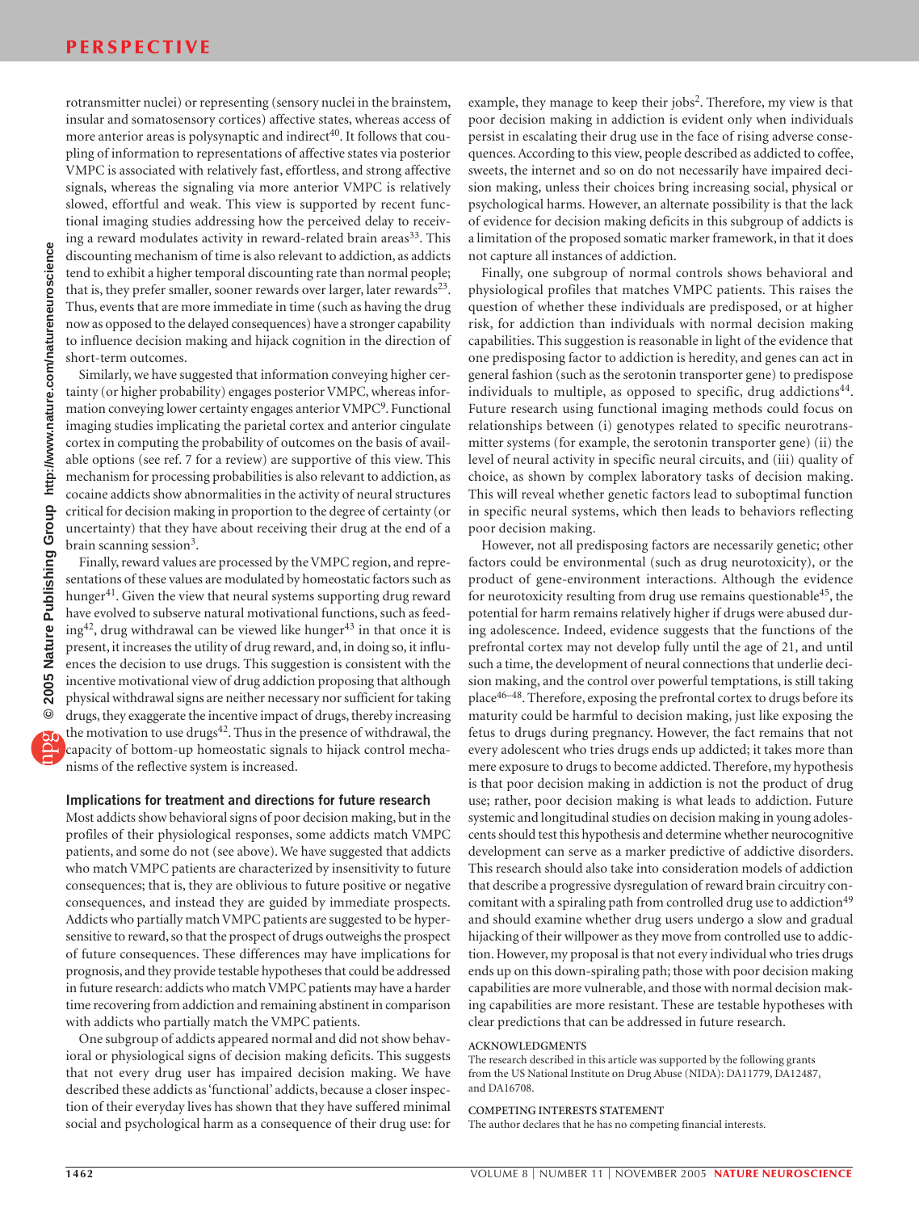rotransmitter nuclei) or representing (sensory nuclei in the brainstem, insular and somatosensory cortices) affective states, whereas access of more anterior areas is polysynaptic and indirect[40]. It follows that coupling of information to representations of affective states via posterior VMPC is associated with relatively fast, effortless, and strong affective signals, whereas the signaling via more anterior VMPC is relatively slowed, effortful and weak. This view is supported by recent functional imaging studies addressing how the perceived delay to receiving a reward modulates activity in reward-related brain areas[33]. This discounting mechanism of time is also relevant to addiction, as addicts tend to exhibit a higher temporal discounting rate than normal people; that is, they prefer smaller, sooner rewards over larger, later rewards[23]. Thus, events that are more immediate in time (such as having the drug now as opposed to the delayed consequences) have a stronger capability to influence decision making and hijack cognition in the direction of short-term outcomes.

Similarly, we have suggested that information conveying higher certainty (or higher probability) engages posterior VMPC, whereas information conveying lower certainty engages anterior VMPC[9]. Functional imaging studies implicating the parietal cortex and anterior cingulate cortex in computing the probability of outcomes on the basis of available options (see ref. 7 for a review) are supportive of this view. This mechanism for processing probabilities is also relevant to addiction, as cocaine addicts show abnormalities in the activity of neural structures critical for decision making in proportion to the degree of certainty (or uncertainty) that they have about receiving their drug at the end of a brain scanning session[3].

Finally, reward values are processed by the VMPC region, and representations of these values are modulated by homeostatic factors such as hunger[41]. Given the view that neural systems supporting drug reward have evolved to subserve natural motivational functions, such as feeding[42], drug withdrawal can be viewed like hunger[43] in that once it is present, it increases the utility of drug reward, and, in doing so, it influences the decision to use drugs. This suggestion is consistent with the incentive motivational view of drug addiction proposing that although physical withdrawal signs are neither necessary nor sufficient for taking drugs, they exaggerate the incentive impact of drugs, thereby increasing the motivation to use drugs[42]. Thus in the presence of withdrawal, the capacity of bottom-up homeostatic signals to hijack control mechanisms of the reflective system is increased.

### Implications for treatment and directions for future research

Most addicts show behavioral signs of poor decision making, but in the profiles of their physiological responses, some addicts match VMPC patients, and some do not (see above). We have suggested that addicts who match VMPC patients are characterized by insensitivity to future consequences; that is, they are oblivious to future positive or negative consequences, and instead they are guided by immediate prospects. Addicts who partially match VMPC patients are suggested to be hypersensitive to reward, so that the prospect of drugs outweighs the prospect of future consequences. These differences may have implications for prognosis, and they provide testable hypotheses that could be addressed in future research: addicts who match VMPC patients may have a harder time recovering from addiction and remaining abstinent in comparison with addicts who partially match the VMPC patients.

One subgroup of addicts appeared normal and did not show behavioral or physiological signs of decision making deficits. This suggests that not every drug user has impaired decision making. We have described these addicts as 'functional' addicts, because a closer inspection of their everyday lives has shown that they have suffered minimal social and psychological harm as a consequence of their drug use: for example, they manage to keep their jobs[2]. Therefore, my view is that poor decision making in addiction is evident only when individuals persist in escalating their drug use in the face of rising adverse consequences. According to this view, people described as addicted to coffee, sweets, the internet and so on do not necessarily have impaired decision making, unless their choices bring increasing social, physical or psychological harms. However, an alternate possibility is that the lack of evidence for decision making deficits in this subgroup of addicts is a limitation of the proposed somatic marker framework, in that it does not capture all instances of addiction.

Finally, one subgroup of normal controls shows behavioral and physiological profiles that matches VMPC patients. This raises the question of whether these individuals are predisposed, or at higher risk, for addiction than individuals with normal decision making capabilities. This suggestion is reasonable in light of the evidence that one predisposing factor to addiction is heredity, and genes can act in general fashion (such as the serotonin transporter gene) to predispose individuals to multiple, as opposed to specific, drug addictions[44]. Future research using functional imaging methods could focus on relationships between (i) genotypes related to specific neurotransmitter systems (for example, the serotonin transporter gene) (ii) the level of neural activity in specific neural circuits, and (iii) quality of choice, as shown by complex laboratory tasks of decision making. This will reveal whether genetic factors lead to suboptimal function in specific neural systems, which then leads to behaviors reflecting poor decision making.

However, not all predisposing factors are necessarily genetic; other factors could be environmental (such as drug neurotoxicity), or the product of gene-environment interactions. Although the evidence for neurotoxicity resulting from drug use remains questionable[45], the potential for harm remains relatively higher if drugs were abused during adolescence. Indeed, evidence suggests that the functions of the prefrontal cortex may not develop fully until the age of 21, and until such a time, the development of neural connections that underlie decision making, and the control over powerful temptations, is still taking place[46–48]. Therefore, exposing the prefrontal cortex to drugs before its maturity could be harmful to decision making, just like exposing the fetus to drugs during pregnancy. However, the fact remains that not every adolescent who tries drugs ends up addicted; it takes more than mere exposure to drugs to become addicted. Therefore, my hypothesis is that poor decision making in addiction is not the product of drug use; rather, poor decision making is what leads to addiction. Future systemic and longitudinal studies on decision making in young adolescents should test this hypothesis and determine whether neurocognitive development can serve as a marker predictive of addictive disorders. This research should also take into consideration models of addiction that describe a progressive dysregulation of reward brain circuitry concomitant with a spiraling path from controlled drug use to addiction[49] and should examine whether drug users undergo a slow and gradual hijacking of their willpower as they move from controlled use to addiction. However, my proposal is that not every individual who tries drugs ends up on this down-spiraling path; those with poor decision making capabilities are more vulnerable, and those with normal decision making capabilities are more resistant. These are testable hypotheses with clear predictions that can be addressed in future research.

#### ACKNOWLEDGMENTS

The research described in this article was supported by the following grants from the US National Institute on Drug Abuse (NIDA): DA11779, DA12487, and DA16708.

#### COMPETING INTERESTS STATEMENT

The author declares that he has no competing financial interests.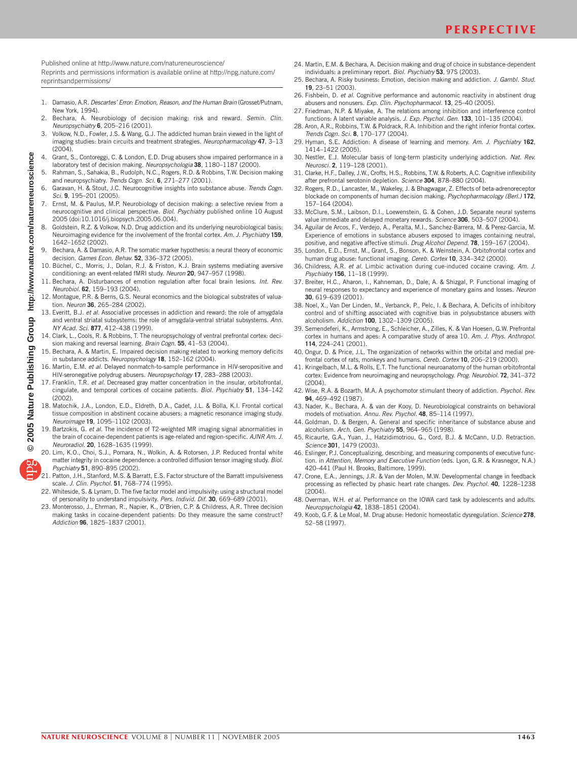Published online at http://www.nature.com/natureneuroscience/
Reprints and permissions information is available online at http://npg.nature.com/reprintsandpermissions/

1. Damasio, A.R. *Descartes' Error: Emotion, Reason, and the Human Brain* (Grosset/Putnam, New York, 1994).
2. Bechara, A. Neurobiology of decision making: risk and reward. *Semin. Clin. Neuropsychiatry* **6**, 205–216 (2001).
3. Volkow, N.D., Fowler, J.S. & Wang, G.J. The addicted human brain viewed in the light of imaging studies: brain circuits and treatment strategies. *Neuropharmacology* **47**, 3–13 (2004).
4. Grant, S., Contoreggi, C. & London, E.D. Drug abusers show impaired performance in a laboratory test of decision making. *Neuropsychologia* **38**, 1180–1187 (2000).
5. Rahman, S., Sahakia, B., Rudolph, N.C., Rogers, R.D. & Robbins, T.W. Decision making and neuropsychiatry. *Trends Cogn. Sci.* **6**, 271–277 (2001).
6. Garavan, H. & Stout, J.C. Neurocognitive insights into substance abuse. *Trends Cogn. Sci.* **9**, 195–201 (2005).
7. Ernst, M. & Paulus, M.P. Neurobiology of decision making: a selective review from a neurocognitive and clinical perspective. *Biol. Psychiatry* published online 10 August 2005 (doi:10.1016/j.biopsych.2005.06.004).
8. Goldstein, R.Z. & Volkow, N.D. Drug addiction and its underlying neurobiological basis: Neuroimaging evidence for the involvement of the frontal cortex. *Am. J. Psychiatry* **159**, 1642–1652 (2002).
9. Bechara, A. & Damasio, A.R. The somatic marker hypothesis: a neural theory of economic decision. *Games Econ. Behav.* **52**, 336–372 (2005).
10. Büchel, C., Morris, J., Dolan, R.J. & Friston, K.J. Brain systems mediating aversive conditioning: an event-related fMRI study. *Neuron* **20**, 947–957 (1998).
11. Bechara, A. Disturbances of emotion regulation after focal brain lesions. *Int. Rev. Neurobiol.* **62**, 159–193 (2004).
12. Montague, P.R. & Berns, G.S. Neural economics and the biological substrates of valuation. *Neuron* **36**, 265–284 (2002).
13. Everitt, B.J. *et al.* Associative processes in addiction and reward: the role of amygdala and ventral striatal subsystems: the role of amygdala-ventral striatal subsystems. *Ann. NY Acad. Sci.* **877**, 412–438 (1999).
14. Clark, L., Cools, R. & Robbins, T. The neuropsychology of ventral prefrontal cortex: decision making and reversal learning. *Brain Cogn.* **55**, 41–53 (2004).
15. Bechara, A. & Martin, E. Impaired decision making related to working memory deficits in substance addicts. *Neuropsychology* **18**, 152–162 (2004).
16. Martin, E.M. *et al.* Delayed nonmatch-to-sample performance in HIV-seropositive and HIV-seronegative polydrug abusers. *Neuropsychology* **17**, 283–288 (2003).
17. Franklin, T.R. *et al.* Decreased gray matter concentration in the insular, orbitofrontal, cingulate, and temporal cortices of cocaine patients. *Biol. Psychiatry* **51**, 134–142 (2002).
18. Matochik, J.A., London, E.D., Eldreth, D.A., Cadet, J.L. & Bolla, K.I. Frontal cortical tissue composition in abstinent cocaine abusers: a magnetic resonance imaging study. *Neuroimage* **19**, 1095–1102 (2003).
19. Bartzokis, G. *et al.* The incidence of T2-weighted MR imaging signal abnormalities in the brain of cocaine-dependent patients is age-related and region-specific. *AJNR Am. J. Neuroradiol.* **20**, 1628–1635 (1999).
20. Lim, K.O., Choi, S.J., Pomara, N., Wolkin, A. & Rotorsen, J.P. Reduced frontal white matter integrity in cocaine dependence: a controlled diffusion tensor imaging study. *Biol. Psychiatry* **51**, 890–895 (2002).
21. Patton, J.H., Stanford, M.S. & Barratt, E.S. Factor structure of the Barratt impulsiveness scale. *J. Clin. Psychol.* **51**, 768–774 (1995).
22. Whiteside, S. & Lynam, D. The five factor model and impulsivity: using a structural model of personality to understand impulsivity. *Pers. Individ. Dif.* **30**, 669–689 (2001).
23. Monterosso, J., Ehrman, R., Napier, K., O'Brien, C.P. & Childress, A.R. Three decision making tasks in cocaine-dependent patients: Do they measure the same construct? *Addiction* **96**, 1825–1837 (2001).
24. Martin, E.M. & Bechara, A. Decision making and drug of choice in substance-dependent individuals: a preliminary report. *Biol. Psychiatry* **53**, 97S (2003).
25. Bechara, A. Risky business: Emotion, decision making and addiction. *J. Gambl. Stud.* **19**, 23–51 (2003).
26. Fishbein, D. *et al.* Cognitive performance and autonomic reactivity in abstinent drug abusers and nonusers. *Exp. Clin. Psychopharmacol.* **13**, 25–40 (2005).
27. Friedman, N.P. & Miyake, A. The relations among inhibition and interference control functions: A latent variable analysis. *J. Exp. Psychol. Gen.* **133**, 101–135 (2004).
28. Aron, A.R., Robbins, T.W. & Poldrack, R.A. Inhibition and the right inferior frontal cortex. *Trends Cogn. Sci.* **8**, 170–177 (2004).
29. Hyman, S.E. Addiction: A disease of learning and memory. *Am. J. Psychiatry* **162**, 1414–1422 (2005).
30. Nestler, E.J. Molecular basis of long-term plasticity underlying addiction. *Nat. Rev. Neurosci.* **2**, 119–128 (2001).
31. Clarke, H.F., Dalley, J.W., Crofts, H.S., Robbins, T.W. & Roberts, A.C. Cognitive inflexibility after prefrontal serotonin depletion. *Science* **304**, 878–880 (2004).
32. Rogers, R.D., Lancaster, M., Wakeley, J. & Bhagwagar, Z. Effects of beta-adrenoreceptor blockade on components of human decision making. *Psychopharmacology (Berl.)* **172**, 157–164 (2004).
33. McClure, S.M., Laibson, D.I., Loewenstein, G. & Cohen, J.D. Separate neural systems value immediate and delayed monetary rewards. *Science* **306**, 503–507 (2004).
34. Aguilar de Arcos, F., Verdejo, A., Peralta, M.I., Sanchez-Barrera, M. & Perez-Garcia, M. Experience of emotions in substance abusers exposed to images containing neutral, positive, and negative affective stimuli. *Drug Alcohol Depend.* **78**, 159–167 (2004).
35. London, E.D., Ernst, M., Grant, S., Bonson, K. & Weinstein, A. Orbitofrontal cortex and human drug abuse: functional imaging. *Cereb. Cortex* **10**, 334–342 (2000).
36. Childress, A.R. *et al.* Limbic activation during cue-induced cocaine craving. *Am. J. Psychiatry* **156**, 11–18 (1999).
37. Breiter, H.C., Aharon, I., Kahneman, D., Dale, A. & Shizgal, P. Functional imaging of neural responses to expectancy and experience of monetary gains and losses. *Neuron* **30**, 619–639 (2001).
38. Noel, X., Van Der Linden, M., Verbanck, P., Pelc, I. & Bechara, A. Deficits of inhibitory control and of shifting associated with cognitive bias in polysubstance abusers with alcoholism. *Addiction* **100**, 1302–1309 (2005).
39. Semendeferi, K., Armstrong, E., Schleicher, A., Zilles, K. & Van Hoesen, G.W. Prefrontal cortex in humans and apes: A comparative study of area 10. *Am. J. Phys. Anthropol.* **114**, 224–241 (2001).
40. Ongur, D. & Price, J.L. The organization of networks within the orbital and medial prefrontal cortex of rats, monkeys and humans. *Cereb. Cortex* **10**, 206–219 (2000).
41. Kringelbach, M.L. & Rolls, E.T. The functional neuroanatomy of the human orbitofrontal cortex: Evidence from neuroimaging and neuropsychology. *Prog. Neurobiol.* **72**, 341–372 (2004).
42. Wise, R.A. & Bozarth, M.A. A psychomotor stimulant theory of addiction. *Psychol. Rev.* **94**, 469–492 (1987).
43. Nader, K., Bechara, A. & van der Kooy, D. Neurobiological constraints on behavioral models of motivation. *Annu. Rev. Psychol.* **48**, 85–114 (1997).
44. Goldman, D. & Bergen, A. General and specific inheritance of substance abuse and alcoholism. *Arch. Gen. Psychiatry* **55**, 964–965 (1998).
45. Ricaurte, G.A., Yuan, J., Hatzidimitriou, G., Cord, B.J. & McCann, U.D. Retraction. *Science* **301**, 1479 (2003).
46. Eslinger, P.J. Conceptualizing, describing, and measuring components of executive function. in *Attention, Memory and Executive Function* (eds. Lyon, G.R. & Krasnegor, N.A.) 420–441 (Paul H. Brooks, Baltimore, 1999).
47. Crone, E.A., Jennings, J.R. & Van der Molen, M.W. Developmental change in feedback processing as reflected by phasic heart rate changes. *Dev. Psychol.* **40**, 1228–1238 (2004).
48. Overman, W.H. *et al.* Performance on the IOWA card task by adolescents and adults. *Neuropsychologia* **42**, 1838–1851 (2004).
49. Koob, G.F. & Le Moal, M. Drug abuse: Hedonic homeostatic dysregulation. *Science* **278**, 52–58 (1997).